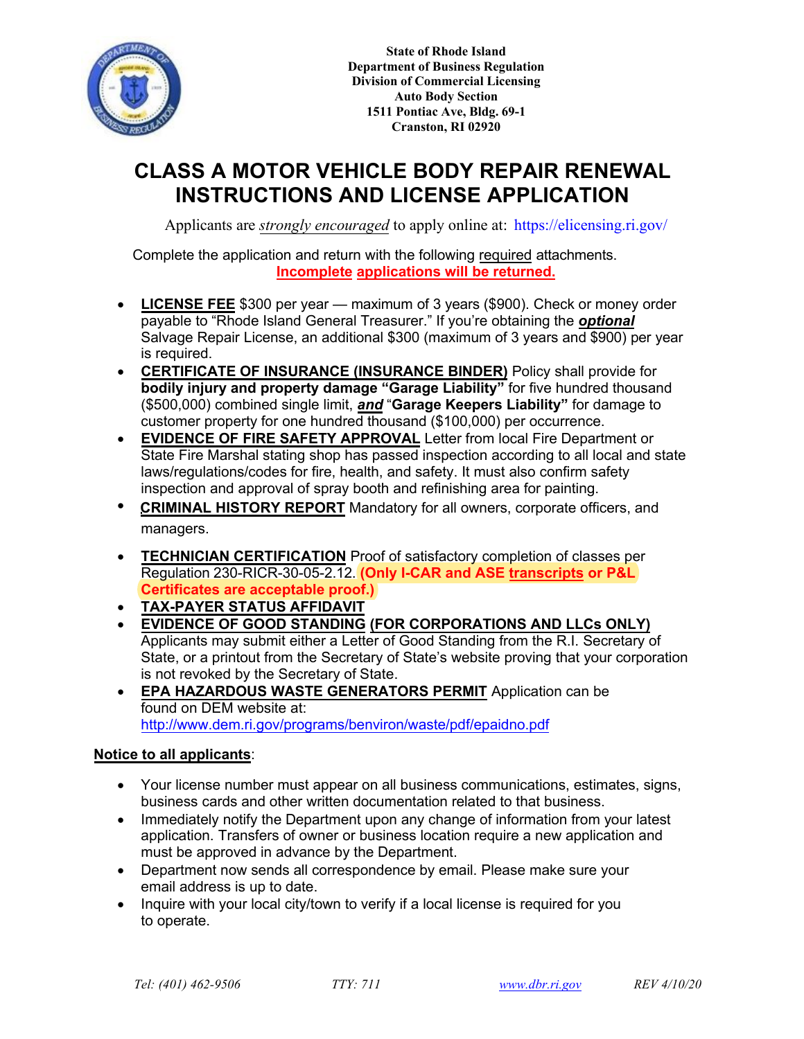State of Rhode Island
Department of Business Regulation
Division of Commercial Licensing
Auto Body Section
1511 Pontiac Ave, Bldg. 69-1
Cranston, RI 02920

# CLASS A MOTOR VEHICLE BODY REPAIR RENEWAL INSTRUCTIONS AND LICENSE APPLICATION

Applicants are *strongly encouraged* to apply online at: https://elicensing.ri.gov/

Complete the application and return with the following required attachments.
**Incomplete applications will be returned.**

- **LICENSE FEE** $300 per year — maximum of 3 years ($900). Check or money order payable to "Rhode Island General Treasurer." If you're obtaining the ***optional*** Salvage Repair License, an additional $300 (maximum of 3 years and $900) per year is required.
- **CERTIFICATE OF INSURANCE (INSURANCE BINDER)** Policy shall provide for **bodily injury and property damage "Garage Liability"** for five hundred thousand ($500,000) combined single limit, ***and*** "**Garage Keepers Liability"** for damage to customer property for one hundred thousand ($100,000) per occurrence.
- **EVIDENCE OF FIRE SAFETY APPROVAL** Letter from local Fire Department or State Fire Marshal stating shop has passed inspection according to all local and state laws/regulations/codes for fire, health, and safety. It must also confirm safety inspection and approval of spray booth and refinishing area for painting.
- **CRIMINAL HISTORY REPORT** Mandatory for all owners, corporate officers, and managers.
- **TECHNICIAN CERTIFICATION** Proof of satisfactory completion of classes per Regulation 230-RICR-30-05-2.12. **(Only I-CAR and ASE transcripts or P&L Certificates are acceptable proof.)**
- **TAX-PAYER STATUS AFFIDAVIT**
- **EVIDENCE OF GOOD STANDING (FOR CORPORATIONS AND LLCs ONLY)** Applicants may submit either a Letter of Good Standing from the R.I. Secretary of State, or a printout from the Secretary of State's website proving that your corporation is not revoked by the Secretary of State.
- **EPA HAZARDOUS WASTE GENERATORS PERMIT** Application can be found on DEM website at: http://www.dem.ri.gov/programs/benviron/waste/pdf/epaidno.pdf

**Notice to all applicants**:

- Your license number must appear on all business communications, estimates, signs, business cards and other written documentation related to that business.
- Immediately notify the Department upon any change of information from your latest application. Transfers of owner or business location require a new application and must be approved in advance by the Department.
- Department now sends all correspondence by email. Please make sure your email address is up to date.
- Inquire with your local city/town to verify if a local license is required for you to operate.

*Tel: (401) 462-9506* *TTY: 711* *www.dbr.ri.gov* *REV 4/10/20*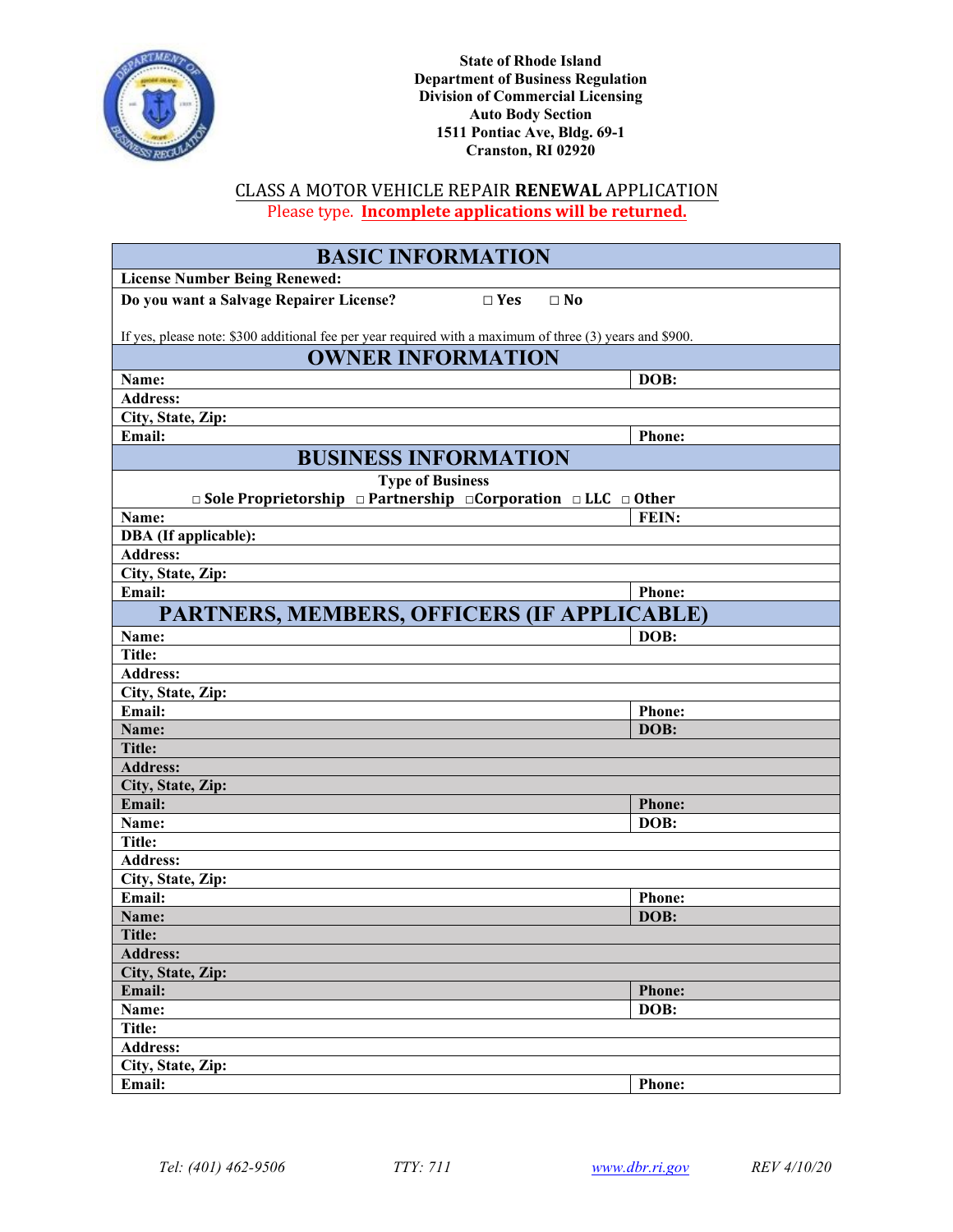State of Rhode Island
Department of Business Regulation
Division of Commercial Licensing
Auto Body Section
1511 Pontiac Ave, Bldg. 69-1
Cranston, RI 02920

## CLASS A MOTOR VEHICLE REPAIR **RENEWAL** APPLICATION

Please type. **Incomplete applications will be returned.**

| BASIC INFORMATION | |
|---|---|
| **License Number Being Renewed:** | |
| **Do you want a Salvage Repairer License?** ☐ Yes ☐ No<br><br>If yes, please note: $300 additional fee per year required with a maximum of three (3) years and $900. | |
| **OWNER INFORMATION** | |
| **Name:** | **DOB:** |
| **Address:** | |
| **City, State, Zip:** | |
| **Email:** | **Phone:** |
| **BUSINESS INFORMATION** | |
| **Type of Business**<br>☐ Sole Proprietorship ☐ Partnership ☐ Corporation ☐ LLC ☐ Other | |
| **Name:** | **FEIN:** |
| **DBA (If applicable):** | |
| **Address:** | |
| **City, State, Zip:** | |
| **Email:** | **Phone:** |
| **PARTNERS, MEMBERS, OFFICERS (IF APPLICABLE)** | |
| **Name:** | **DOB:** |
| **Title:** | |
| **Address:** | |
| **City, State, Zip:** | |
| **Email:** | **Phone:** |
| **Name:** | **DOB:** |
| **Title:** | |
| **Address:** | |
| **City, State, Zip:** | |
| **Email:** | **Phone:** |
| **Name:** | **DOB:** |
| **Title:** | |
| **Address:** | |
| **City, State, Zip:** | |
| **Email:** | **Phone:** |
| **Name:** | **DOB:** |
| **Title:** | |
| **Address:** | |
| **City, State, Zip:** | |
| **Email:** | **Phone:** |
| **Name:** | **DOB:** |
| **Title:** | |
| **Address:** | |
| **City, State, Zip:** | |
| **Email:** | **Phone:** |

*Tel: (401) 462-9506* *TTY: 711* *www.dbr.ri.gov* *REV 4/10/20*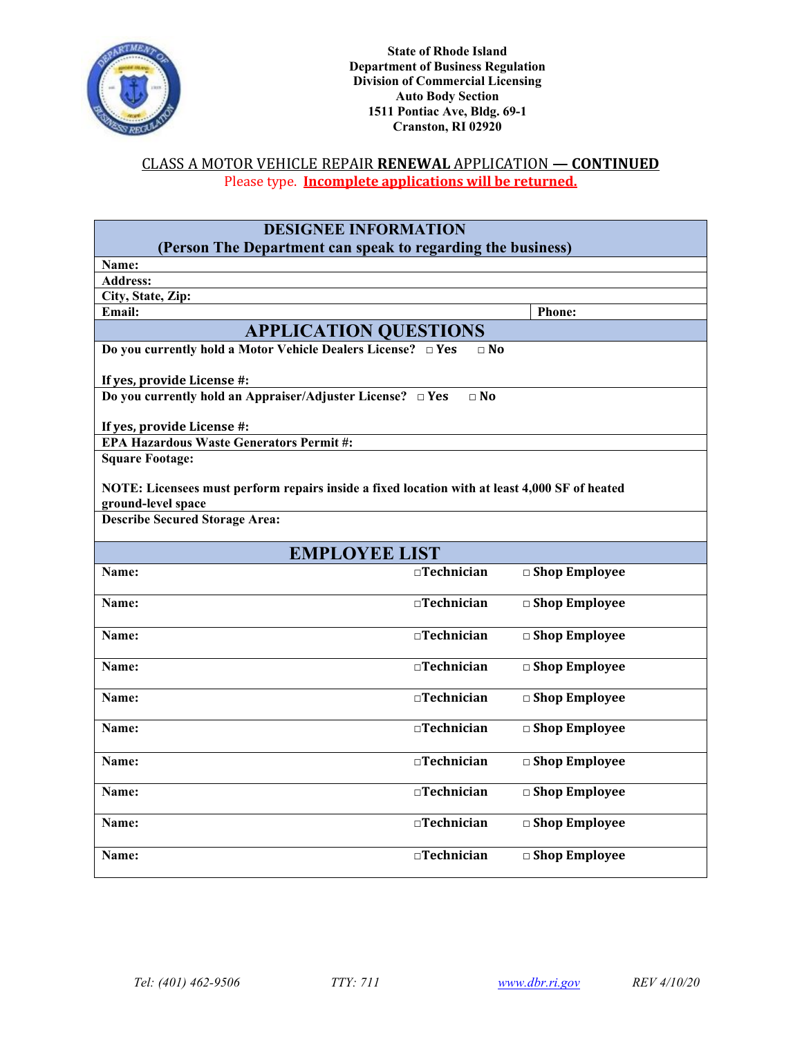**State of Rhode Island**
**Department of Business Regulation**
**Division of Commercial Licensing**
**Auto Body Section**
**1511 Pontiac Ave, Bldg. 69-1**
**Cranston, RI 02920**

## CLASS A MOTOR VEHICLE REPAIR **RENEWAL** APPLICATION — **CONTINUED**

Please type. **Incomplete applications will be returned.**

| **DESIGNEE INFORMATION (Person The Department can speak to regarding the business)** | |
|---|---|
| **Name:** | |
| **Address:** | |
| **City, State, Zip:** | |
| **Email:** | **Phone:** |

| **APPLICATION QUESTIONS** |
|---|
| **Do you currently hold a Motor Vehicle Dealers License?** □ **Yes** □ **No**<br><br>**If yes, provide License #:** |
| **Do you currently hold an Appraiser/Adjuster License?** □ **Yes** □ **No**<br><br>**If yes, provide License #:** |
| **EPA Hazardous Waste Generators Permit #:** |
| **Square Footage:**<br><br>**NOTE: Licensees must perform repairs inside a fixed location with at least 4,000 SF of heated ground-level space** |
| **Describe Secured Storage Area:** |

| **EMPLOYEE LIST** | | |
|---|---|---|
| **Name:** | □**Technician** | □ **Shop Employee** |
| **Name:** | □**Technician** | □ **Shop Employee** |
| **Name:** | □**Technician** | □ **Shop Employee** |
| **Name:** | □**Technician** | □ **Shop Employee** |
| **Name:** | □**Technician** | □ **Shop Employee** |
| **Name:** | □**Technician** | □ **Shop Employee** |
| **Name:** | □**Technician** | □ **Shop Employee** |
| **Name:** | □**Technician** | □ **Shop Employee** |
| **Name:** | □**Technician** | □ **Shop Employee** |
| **Name:** | □**Technician** | □ **Shop Employee** |

*Tel: (401) 462-9506* *TTY: 711* *www.dbr.ri.gov* *REV 4/10/20*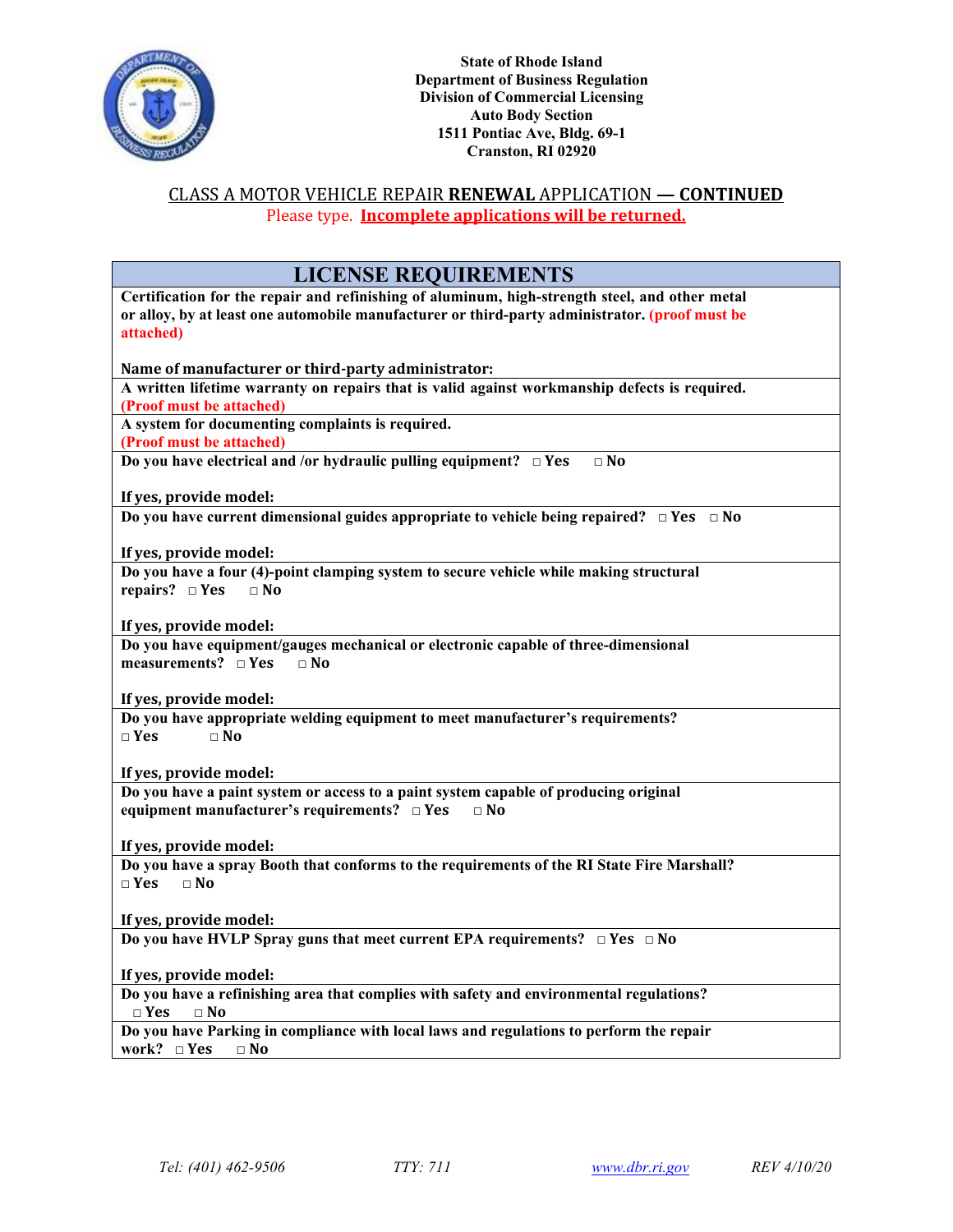State of Rhode Island
Department of Business Regulation
Division of Commercial Licensing
Auto Body Section
1511 Pontiac Ave, Bldg. 69-1
Cranston, RI 02920

## CLASS A MOTOR VEHICLE REPAIR **RENEWAL** APPLICATION — **CONTINUED**

Please type. **Incomplete applications will be returned.**

| LICENSE REQUIREMENTS |
|---|
| **Certification for the repair and refinishing of aluminum, high-strength steel, and other metal or alloy, by at least one automobile manufacturer or third-party administrator. (proof must be attached)**<br><br>**Name of manufacturer or third-party administrator:** |
| **A written lifetime warranty on repairs that is valid against workmanship defects is required. (Proof must be attached)** |
| **A system for documenting complaints is required. (Proof must be attached)** |
| **Do you have electrical and /or hydraulic pulling equipment?** □ Yes □ No<br><br>**If yes, provide model:** |
| **Do you have current dimensional guides appropriate to vehicle being repaired?** □ Yes □ No<br><br>**If yes, provide model:** |
| **Do you have a four (4)-point clamping system to secure vehicle while making structural repairs?** □ Yes □ No<br><br>**If yes, provide model:** |
| **Do you have equipment/gauges mechanical or electronic capable of three-dimensional measurements?** □ Yes □ No<br><br>**If yes, provide model:** |
| **Do you have appropriate welding equipment to meet manufacturer's requirements?** □ Yes □ No<br><br>**If yes, provide model:** |
| **Do you have a paint system or access to a paint system capable of producing original equipment manufacturer's requirements?** □ Yes □ No<br><br>**If yes, provide model:** |
| **Do you have a spray Booth that conforms to the requirements of the RI State Fire Marshall?** □ Yes □ No<br><br>**If yes, provide model:** |
| **Do you have HVLP Spray guns that meet current EPA requirements?** □ Yes □ No<br><br>**If yes, provide model:** |
| **Do you have a refinishing area that complies with safety and environmental regulations?** □ Yes □ No |
| **Do you have Parking in compliance with local laws and regulations to perform the repair work?** □ Yes □ No |

*Tel: (401) 462-9506* *TTY: 711* *www.dbr.ri.gov* *REV 4/10/20*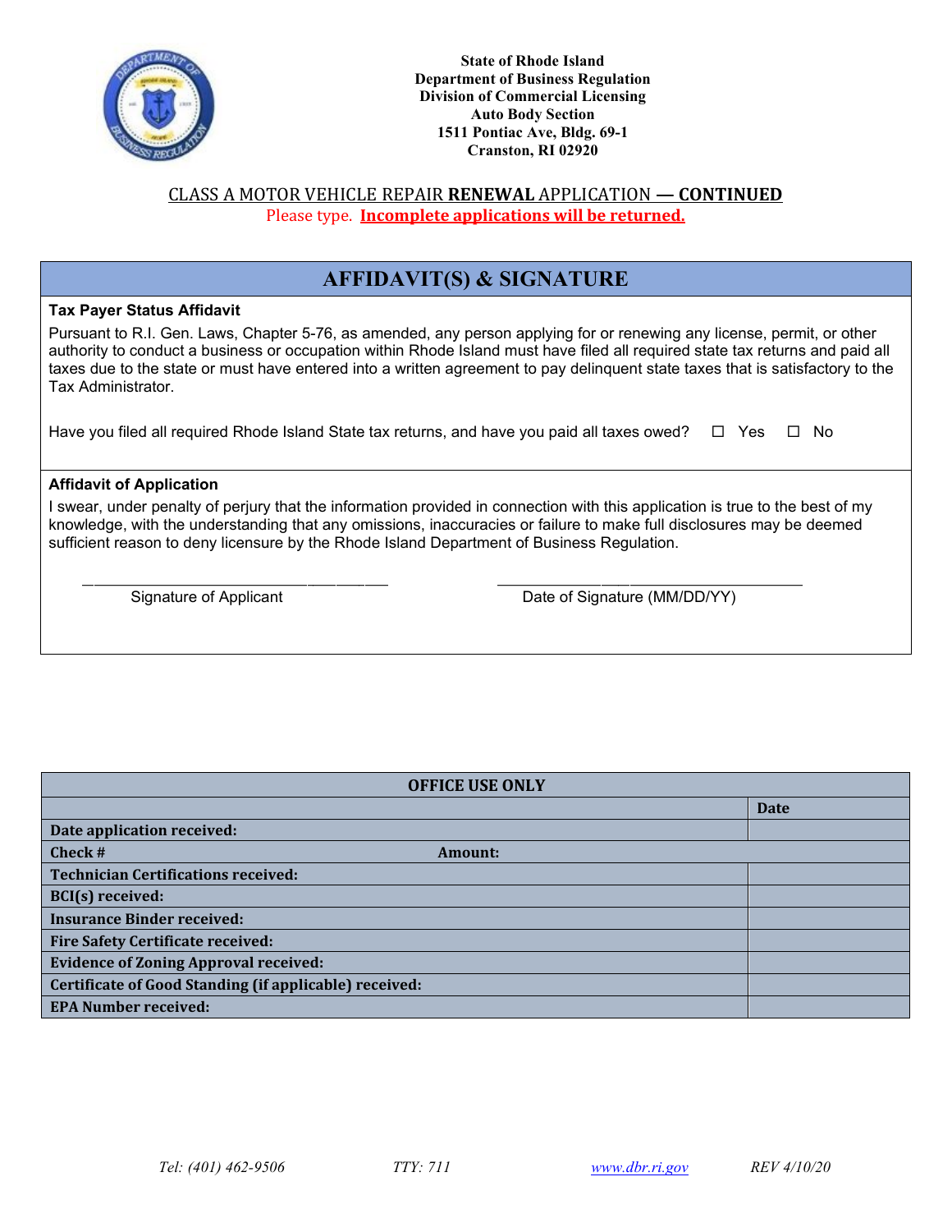State of Rhode Island
Department of Business Regulation
Division of Commercial Licensing
Auto Body Section
1511 Pontiac Ave, Bldg. 69-1
Cranston, RI 02920

CLASS A MOTOR VEHICLE REPAIR **RENEWAL** APPLICATION **— CONTINUED**

Please type. **Incomplete applications will be returned.**

## AFFIDAVIT(S) & SIGNATURE

**Tax Payer Status Affidavit**

Pursuant to R.I. Gen. Laws, Chapter 5-76, as amended, any person applying for or renewing any license, permit, or other authority to conduct a business or occupation within Rhode Island must have filed all required state tax returns and paid all taxes due to the state or must have entered into a written agreement to pay delinquent state taxes that is satisfactory to the Tax Administrator.

Have you filed all required Rhode Island State tax returns, and have you paid all taxes owed? ☐ Yes ☐ No

**Affidavit of Application**

I swear, under penalty of perjury that the information provided in connection with this application is true to the best of my knowledge, with the understanding that any omissions, inaccuracies or failure to make full disclosures may be deemed sufficient reason to deny licensure by the Rhode Island Department of Business Regulation.

\_\_\_\_\_\_\_\_\_\_\_\_\_\_\_\_\_\_\_\_\_\_\_\_\_\_\_\_\_\_\_\_\_\_ Signature of Applicant

\_\_\_\_\_\_\_\_\_\_\_\_\_\_\_\_\_\_\_\_\_\_\_\_\_\_\_\_\_\_\_\_\_\_ Date of Signature (MM/DD/YY)

| OFFICE USE ONLY | |
|---|---|
| | **Date** |
| **Date application received:** | |
| **Check #** **Amount:** | |
| **Technician Certifications received:** | |
| **BCI(s) received:** | |
| **Insurance Binder received:** | |
| **Fire Safety Certificate received:** | |
| **Evidence of Zoning Approval received:** | |
| **Certificate of Good Standing (if applicable) received:** | |
| **EPA Number received:** | |

*Tel: (401) 462-9506* *TTY: 711* *www.dbr.ri.gov* *REV 4/10/20*